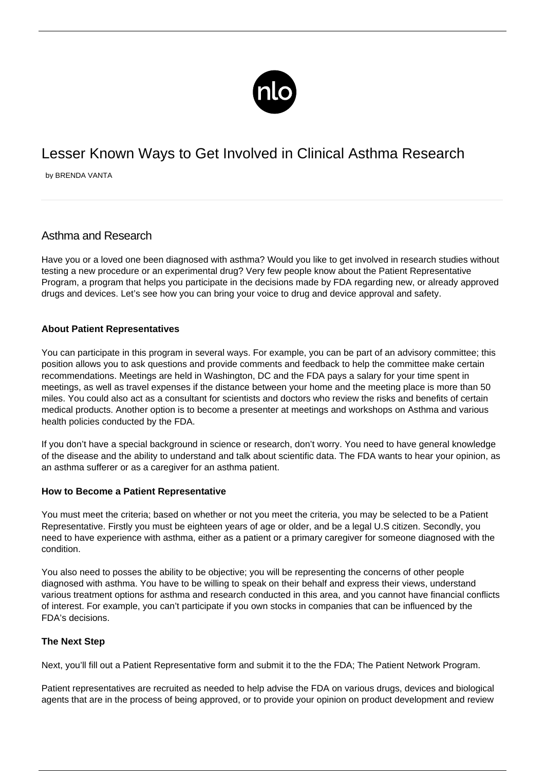# Lesser Known Ways to Get Involved in Clinical Asthma Research

by BRENDA VANTA

## Asthma and Research

Have you or a loved one been diagnosed with asthma? Would you like to get involved in research studies without testing a new procedure or an experimental drug? Very few people know about the Patient Representative Program, a program that helps you participate in the decisions made by FDA regarding new, or already approved drugs and devices. Let's see how you can bring your voice to drug and device approval and safety.

**About Patient Representatives**

You can participate in this program in several ways. For example, you can be part of an advisory committee; this position allows you to ask questions and provide comments and feedback to help the committee make certain recommendations. Meetings are held in Washington, DC and the FDA pays a salary for your time spent in meetings, as well as travel expenses if the distance between your home and the meeting place is more than 50 miles. You could also act as a consultant for scientists and doctors who review the risks and benefits of certain medical products. Another option is to become a presenter at meetings and workshops on Asthma and various health policies conducted by the FDA.

If you don't have a special background in science or research, don't worry. You need to have general knowledge of the disease and the ability to understand and talk about scientific data. The FDA wants to hear your opinion, as an asthma sufferer or as a caregiver for an asthma patient.

**How to Become a Patient Representative**

You must meet the criteria; based on whether or not you meet the criteria, you may be selected to be a Patient Representative. Firstly you must be eighteen years of age or older, and be a legal U.S citizen. Secondly, you need to have experience with asthma, either as a patient or a primary caregiver for someone diagnosed with the condition.

You also need to posses the ability to be objective; you will be representing the concerns of other people diagnosed with asthma. You have to be willing to speak on their behalf and express their views, understand various treatment options for asthma and research conducted in this area, and you cannot have financial conflicts of interest. For example, you can't participate if you own stocks in companies that can be influenced by the FDA's decisions.

**The Next Step**

Next, you'll fill out a Patient Representative form and submit it to the the FDA; The Patient Network Program.

Patient representatives are recruited as needed to help advise the FDA on various drugs, devices and biological agents that are in the process of being approved, or to provide your opinion on product development and review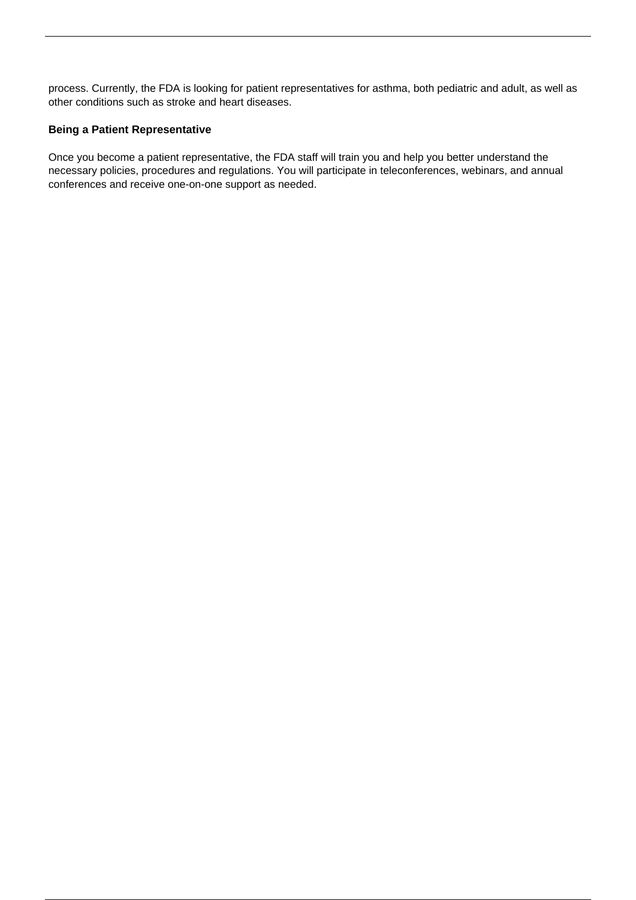process. Currently, the FDA is looking for patient representatives for asthma, both pediatric and adult, as well as other conditions such as stroke and heart diseases.

**Being a Patient Representative**

Once you become a patient representative, the FDA staff will train you and help you better understand the necessary policies, procedures and regulations. You will participate in teleconferences, webinars, and annual conferences and receive one-on-one support as needed.